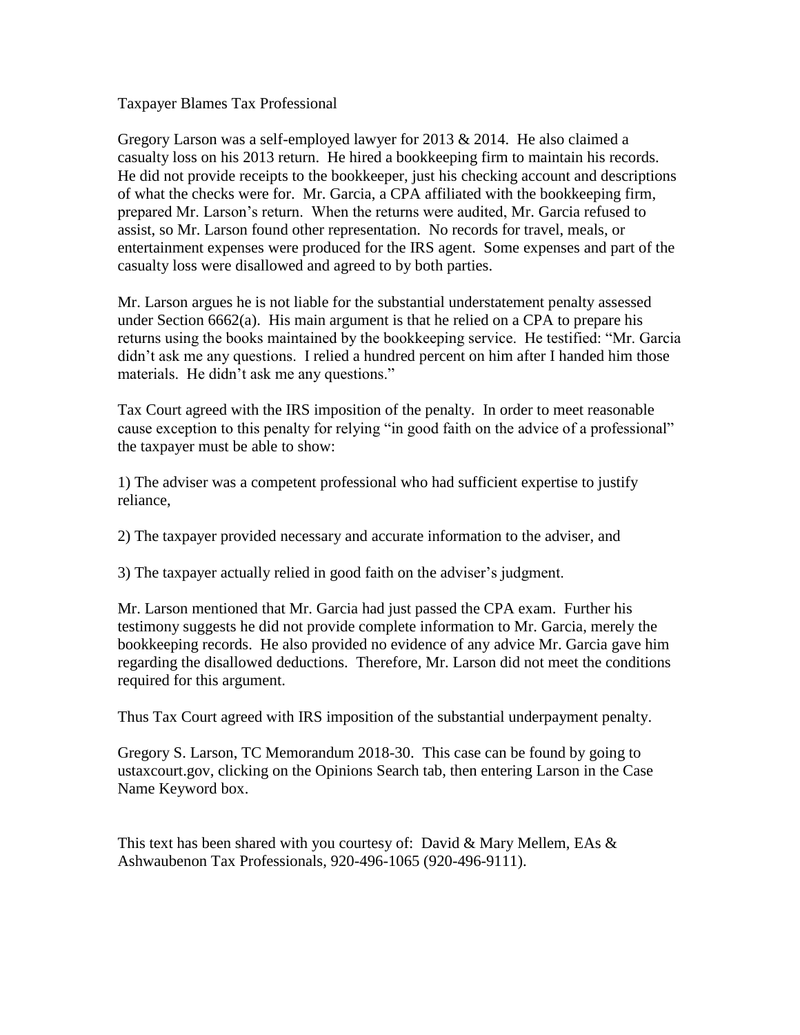# Taxpayer Blames Tax Professional

Gregory Larson was a self-employed lawyer for 2013 & 2014. He also claimed a casualty loss on his 2013 return. He hired a bookkeeping firm to maintain his records. He did not provide receipts to the bookkeeper, just his checking account and descriptions of what the checks were for. Mr. Garcia, a CPA affiliated with the bookkeeping firm, prepared Mr. Larson's return. When the returns were audited, Mr. Garcia refused to assist, so Mr. Larson found other representation. No records for travel, meals, or entertainment expenses were produced for the IRS agent. Some expenses and part of the casualty loss were disallowed and agreed to by both parties.

Mr. Larson argues he is not liable for the substantial understatement penalty assessed under Section 6662(a). His main argument is that he relied on a CPA to prepare his returns using the books maintained by the bookkeeping service. He testified: "Mr. Garcia didn't ask me any questions. I relied a hundred percent on him after I handed him those materials. He didn't ask me any questions."

Tax Court agreed with the IRS imposition of the penalty. In order to meet reasonable cause exception to this penalty for relying "in good faith on the advice of a professional" the taxpayer must be able to show:

1) The adviser was a competent professional who had sufficient expertise to justify reliance,

2) The taxpayer provided necessary and accurate information to the adviser, and

3) The taxpayer actually relied in good faith on the adviser's judgment.

Mr. Larson mentioned that Mr. Garcia had just passed the CPA exam. Further his testimony suggests he did not provide complete information to Mr. Garcia, merely the bookkeeping records. He also provided no evidence of any advice Mr. Garcia gave him regarding the disallowed deductions. Therefore, Mr. Larson did not meet the conditions required for this argument.

Thus Tax Court agreed with IRS imposition of the substantial underpayment penalty.

Gregory S. Larson, TC Memorandum 2018-30. This case can be found by going to ustaxcourt.gov, clicking on the Opinions Search tab, then entering Larson in the Case Name Keyword box.

This text has been shared with you courtesy of: David & Mary Mellem, EAs & Ashwaubenon Tax Professionals, 920-496-1065 (920-496-9111).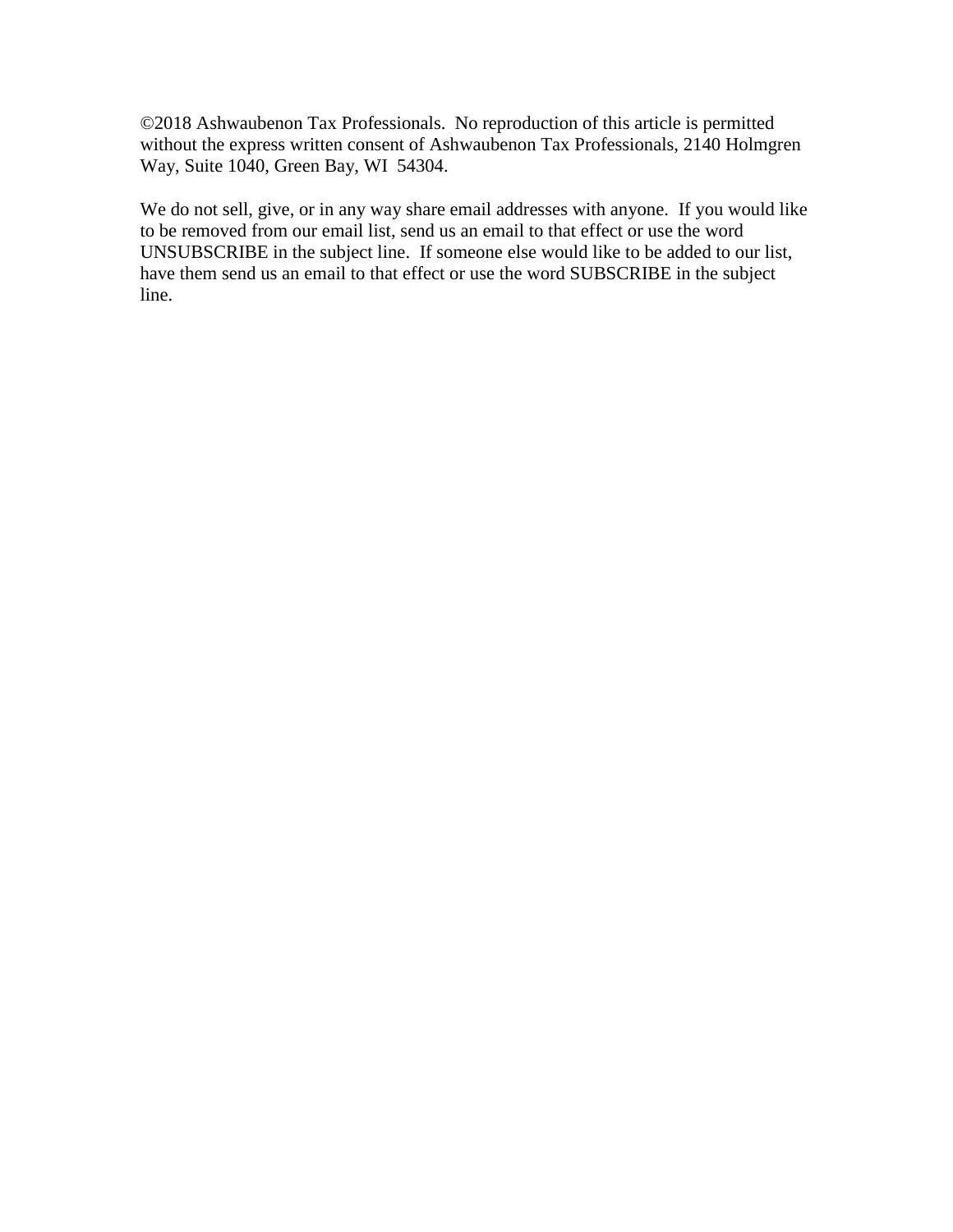©2018 Ashwaubenon Tax Professionals. No reproduction of this article is permitted without the express written consent of Ashwaubenon Tax Professionals, 2140 Holmgren Way, Suite 1040, Green Bay, WI 54304.

We do not sell, give, or in any way share email addresses with anyone. If you would like to be removed from our email list, send us an email to that effect or use the word UNSUBSCRIBE in the subject line. If someone else would like to be added to our list, have them send us an email to that effect or use the word SUBSCRIBE in the subject line.